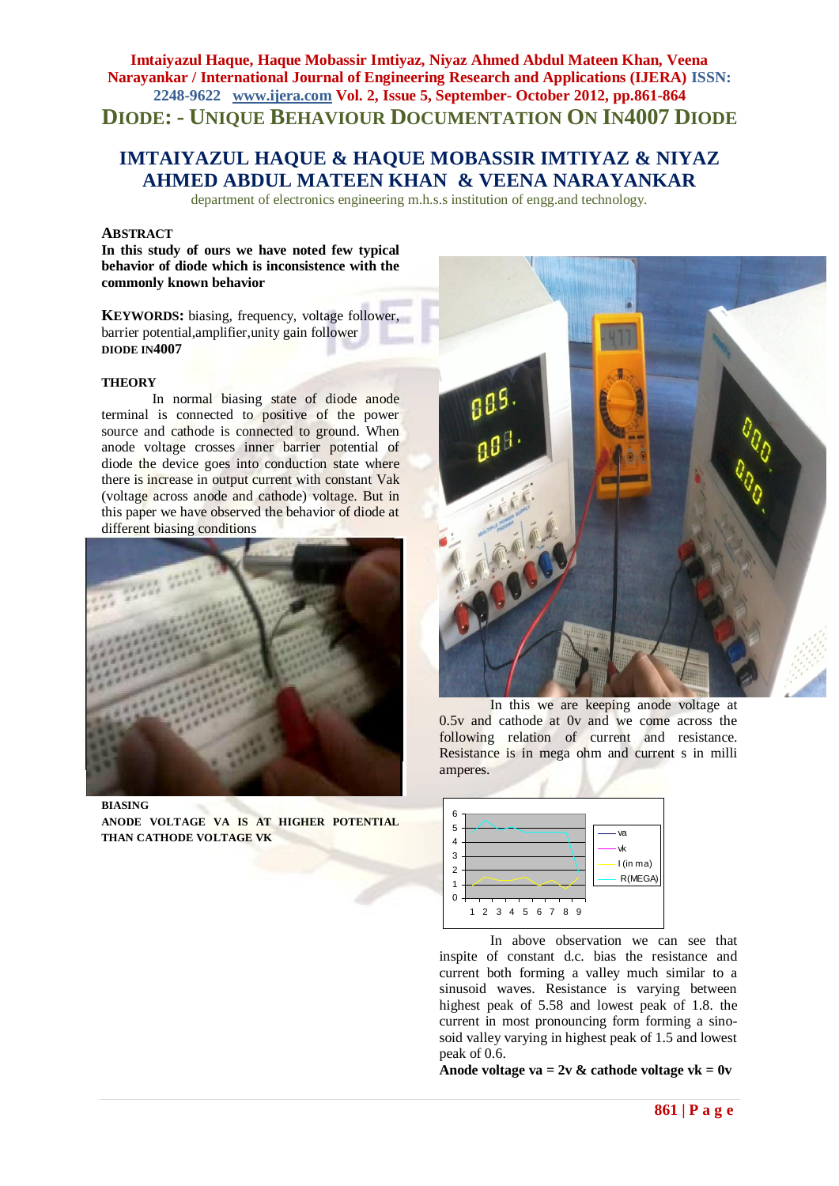# DIODE: - UNIQUE BEHAVIOUR DOCUMENTATION ON IN4007 DIODE

## IMTAIYAZUL HAQUE & HAQUE MOBASSIR IMTIYAZ & NIYAZ AHMED ABDUL MATEEN KHAN & VEENA NARAYANKAR

department of electronics engineering m.h.s.s institution of engg.and technology.

### ABSTRACT

**In this study of ours we have noted few typical behavior of diode which is inconsistence with the commonly known behavior**

**KEYWORDS:** biasing, frequency, voltage follower, barrier potential,amplifier,unity gain follower **DIODE IN4007**

### THEORY

In normal biasing state of diode anode terminal is connected to positive of the power source and cathode is connected to ground. When anode voltage crosses inner barrier potential of diode the device goes into conduction state where there is increase in output current with constant Vak (voltage across anode and cathode) voltage. But in this paper we have observed the behavior of diode at different biasing conditions

**BIASING**

**ANODE VOLTAGE VA IS AT HIGHER POTENTIAL THAN CATHODE VOLTAGE VK**

In this we are keeping anode voltage at 0.5v and cathode at 0v and we come across the following relation of current and resistance. Resistance is in mega ohm and current s in milli amperes.

In above observation we can see that inspite of constant d.c. bias the resistance and current both forming a valley much similar to a sinusoid waves. Resistance is varying between highest peak of 5.58 and lowest peak of 1.8. the current in most pronouncing form forming a sino-soid valley varying in highest peak of 1.5 and lowest peak of 0.6.

**Anode voltage va = 2v & cathode voltage vk = 0v**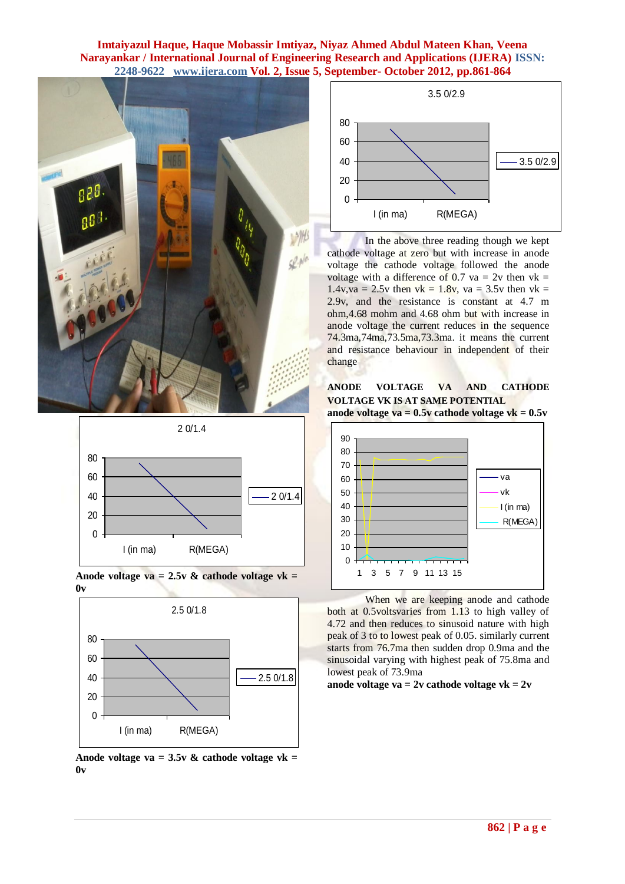Anode voltage va = 2.5v & cathode voltage vk = 0v

Anode voltage va = 3.5v & cathode voltage vk = 0v

In the above three reading though we kept cathode voltage at zero but with increase in anode voltage the cathode voltage followed the anode voltage with a difference of 0.7 va = 2v then vk = 1.4v,va = 2.5v then vk = 1.8v, va = 3.5v then vk = 2.9v, and the resistance is constant at 4.7 m ohm,4.68 mohm and 4.68 ohm but with increase in anode voltage the current reduces in the sequence 74.3ma,74ma,73.5ma,73.3ma. it means the current and resistance behaviour in independent of their change

**ANODE VOLTAGE VA AND CATHODE VOLTAGE VK IS AT SAME POTENTIAL**

**anode voltage va = 0.5v cathode voltage vk = 0.5v**

When we are keeping anode and cathode both at 0.5voltsvaries from 1.13 to high valley of 4.72 and then reduces to sinusoid nature with high peak of 3 to to lowest peak of 0.05. similarly current starts from 76.7ma then sudden drop 0.9ma and the sinusoidal varying with highest peak of 75.8ma and lowest peak of 73.9ma

**anode voltage va = 2v cathode voltage vk = 2v**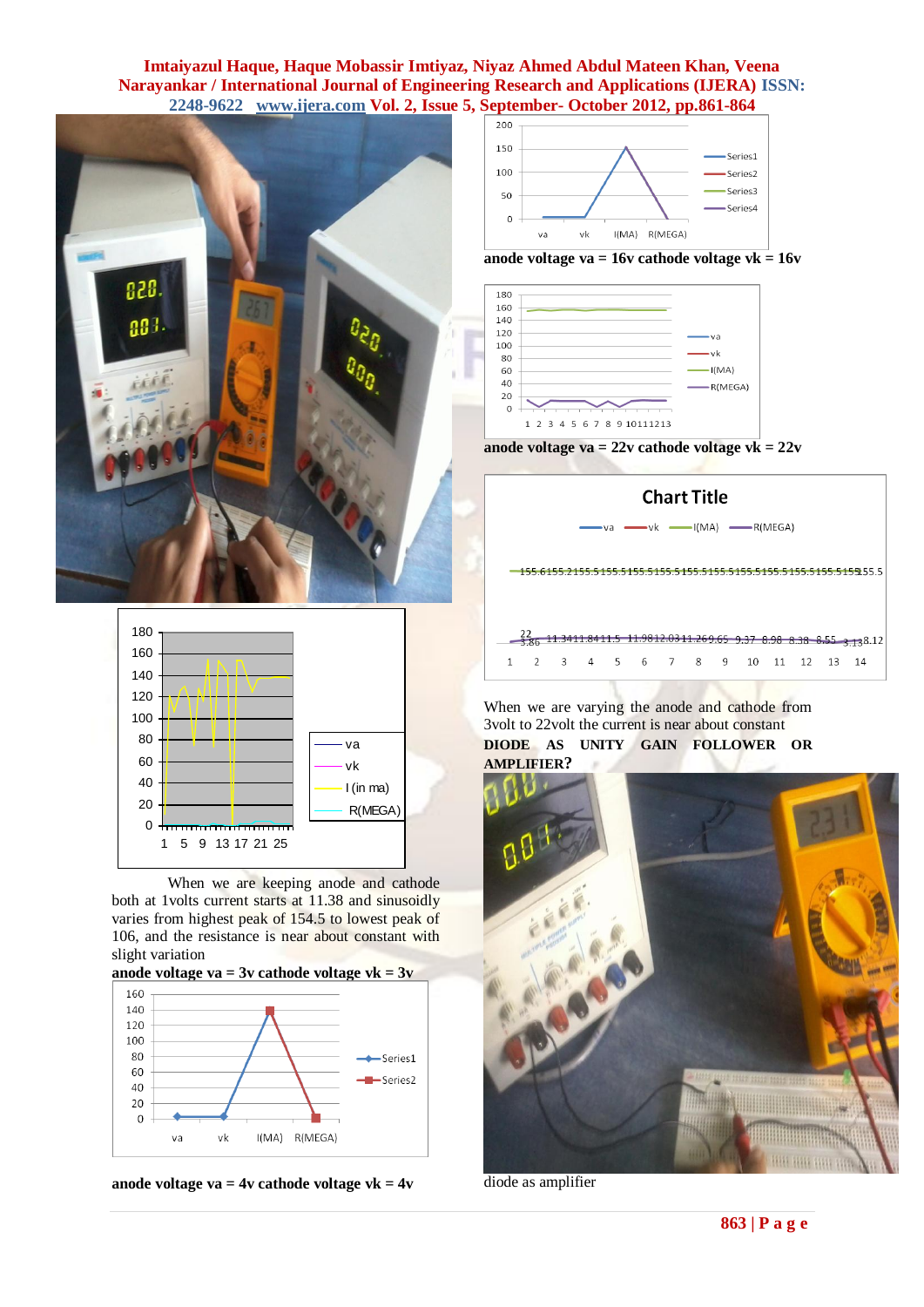When we are keeping anode and cathode both at 1volts current starts at 11.38 and sinusoidly varies from highest peak of 154.5 to lowest peak of 106, and the resistance is near about constant with slight variation

**anode voltage va = 3v cathode voltage vk = 3v**

**anode voltage va = 4v cathode voltage vk = 4v**

**anode voltage va = 16v cathode voltage vk = 16v**

**anode voltage va = 22v cathode voltage vk = 22v**

When we are varying the anode and cathode from 3volt to 22volt the current is near about constant

**DIODE AS UNITY GAIN FOLLOWER OR AMPLIFIER?**

diode as amplifier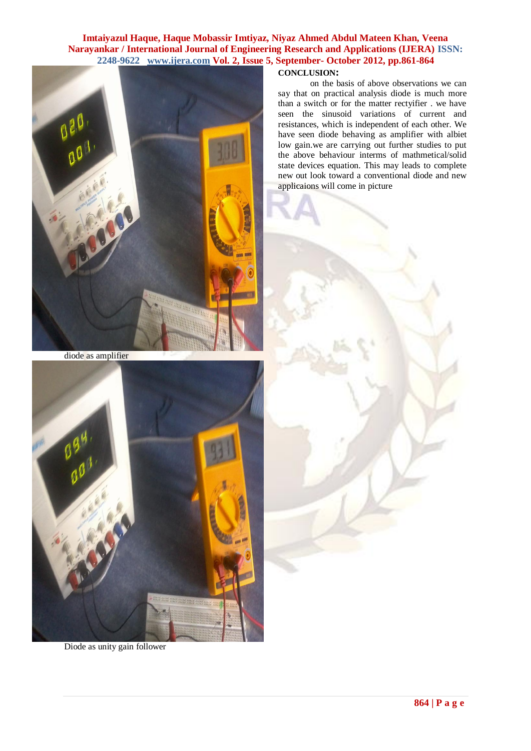diode as amplifier

Diode as unity gain follower

**CONCLUSION:**

on the basis of above observations we can say that on practical analysis diode is much more than a switch or for the matter rectyifier . we have seen the sinusoid variations of current and resistances, which is independent of each other. We have seen diode behaving as amplifier with albiet low gain.we are carrying out further studies to put the above behaviour interms of mathmetical/solid state devices equation. This may leads to complete new out look toward a conventional diode and new applicaions will come in picture